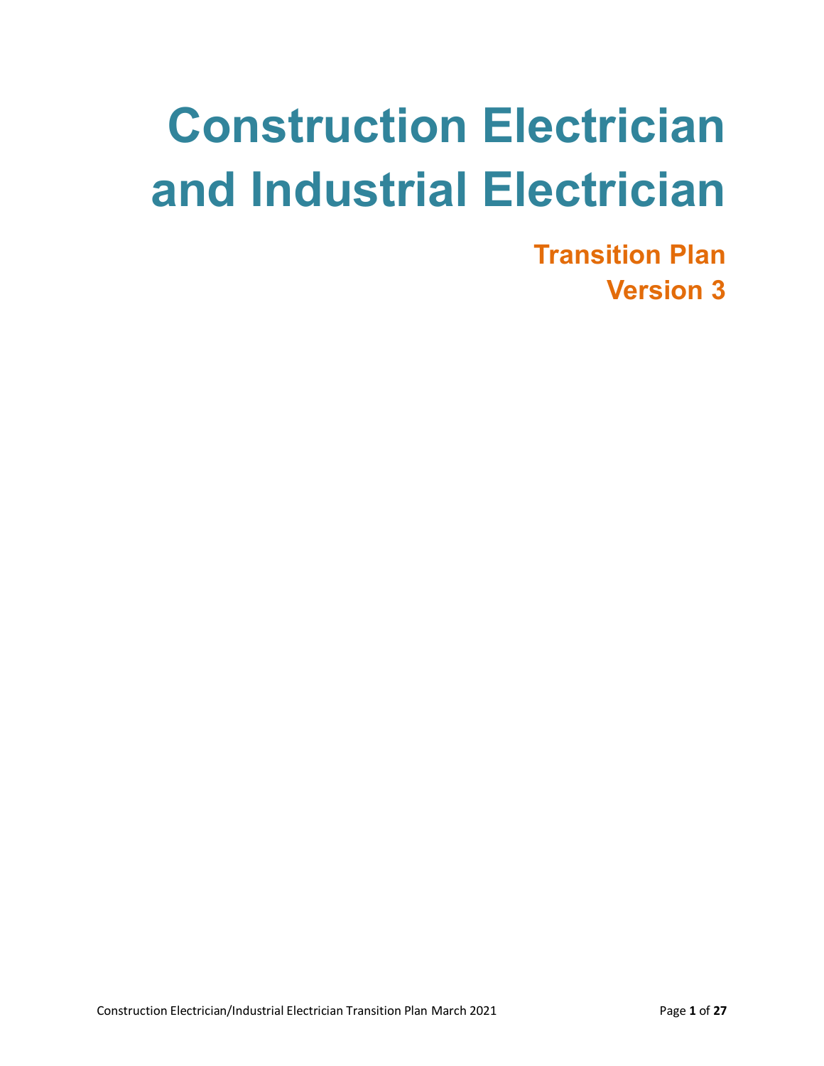# Construction Electrician and Industrial Electrician

## Transition Plan
## Version 3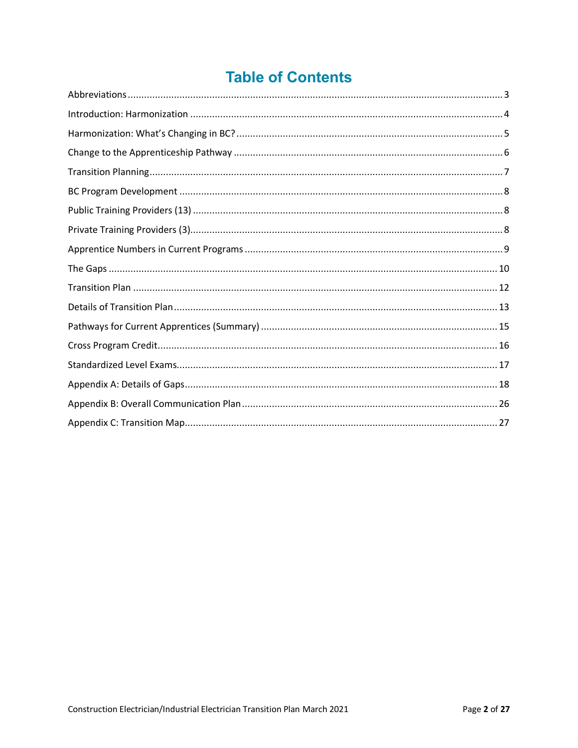# Table of Contents

| | |
|---|---|
| Abbreviations | 3 |
| Introduction: Harmonization | 4 |
| Harmonization: What's Changing in BC? | 5 |
| Change to the Apprenticeship Pathway | 6 |
| Transition Planning | 7 |
| BC Program Development | 8 |
| Public Training Providers (13) | 8 |
| Private Training Providers (3) | 8 |
| Apprentice Numbers in Current Programs | 9 |
| The Gaps | 10 |
| Transition Plan | 12 |
| Details of Transition Plan | 13 |
| Pathways for Current Apprentices (Summary) | 15 |
| Cross Program Credit | 16 |
| Standardized Level Exams | 17 |
| Appendix A: Details of Gaps | 18 |
| Appendix B: Overall Communication Plan | 26 |
| Appendix C: Transition Map | 27 |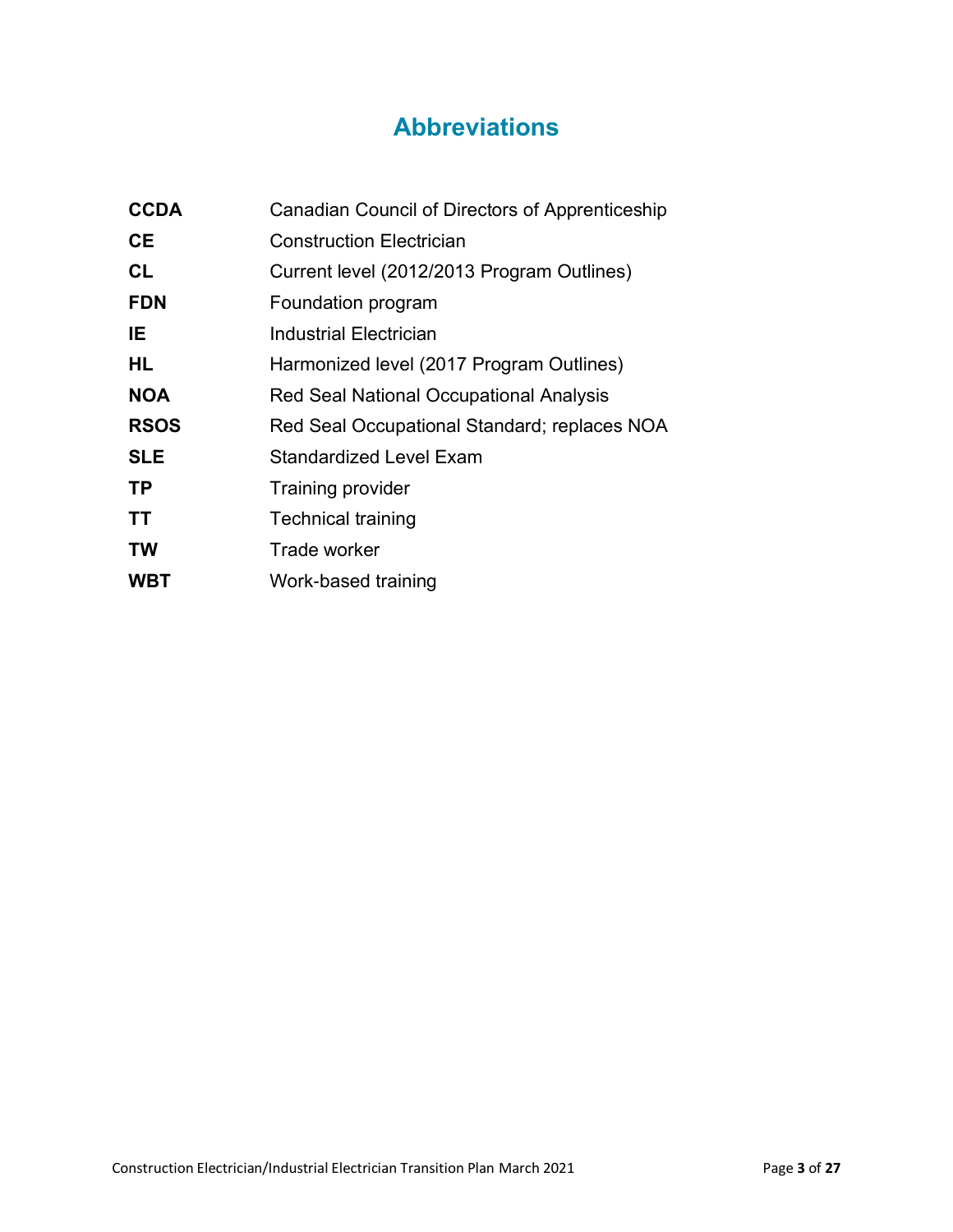# Abbreviations

| | |
|---|---|
| **CCDA** | Canadian Council of Directors of Apprenticeship |
| **CE** | Construction Electrician |
| **CL** | Current level (2012/2013 Program Outlines) |
| **FDN** | Foundation program |
| **IE** | Industrial Electrician |
| **HL** | Harmonized level (2017 Program Outlines) |
| **NOA** | Red Seal National Occupational Analysis |
| **RSOS** | Red Seal Occupational Standard; replaces NOA |
| **SLE** | Standardized Level Exam |
| **TP** | Training provider |
| **TT** | Technical training |
| **TW** | Trade worker |
| **WBT** | Work-based training |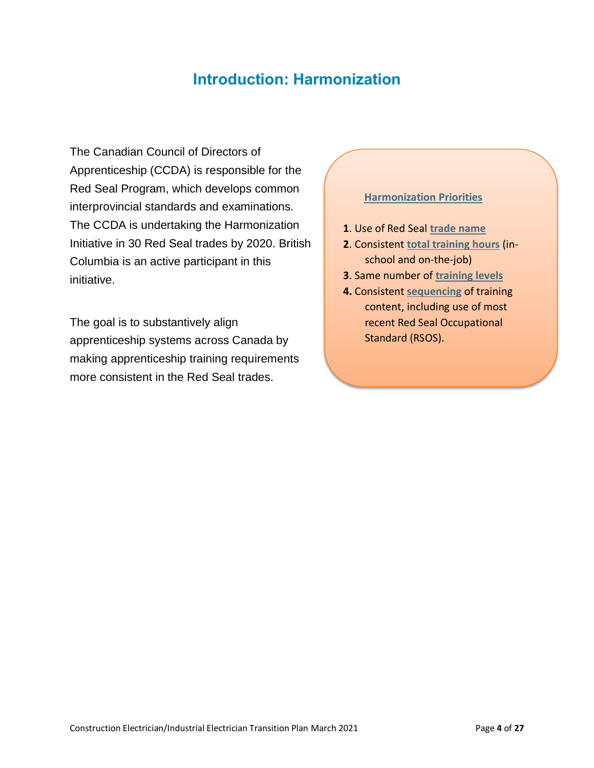# Introduction: Harmonization

The Canadian Council of Directors of Apprenticeship (CCDA) is responsible for the Red Seal Program, which develops common interprovincial standards and examinations. The CCDA is undertaking the Harmonization Initiative in 30 Red Seal trades by 2020. British Columbia is an active participant in this initiative.

The goal is to substantively align apprenticeship systems across Canada by making apprenticeship training requirements more consistent in the Red Seal trades.

**Harmonization Priorities**

**1**. Use of Red Seal **trade name**
**2**. Consistent **total training hours** (in-school and on-the-job)
**3**. Same number of **training levels**
**4.** Consistent **sequencing** of training content, including use of most recent Red Seal Occupational Standard (RSOS).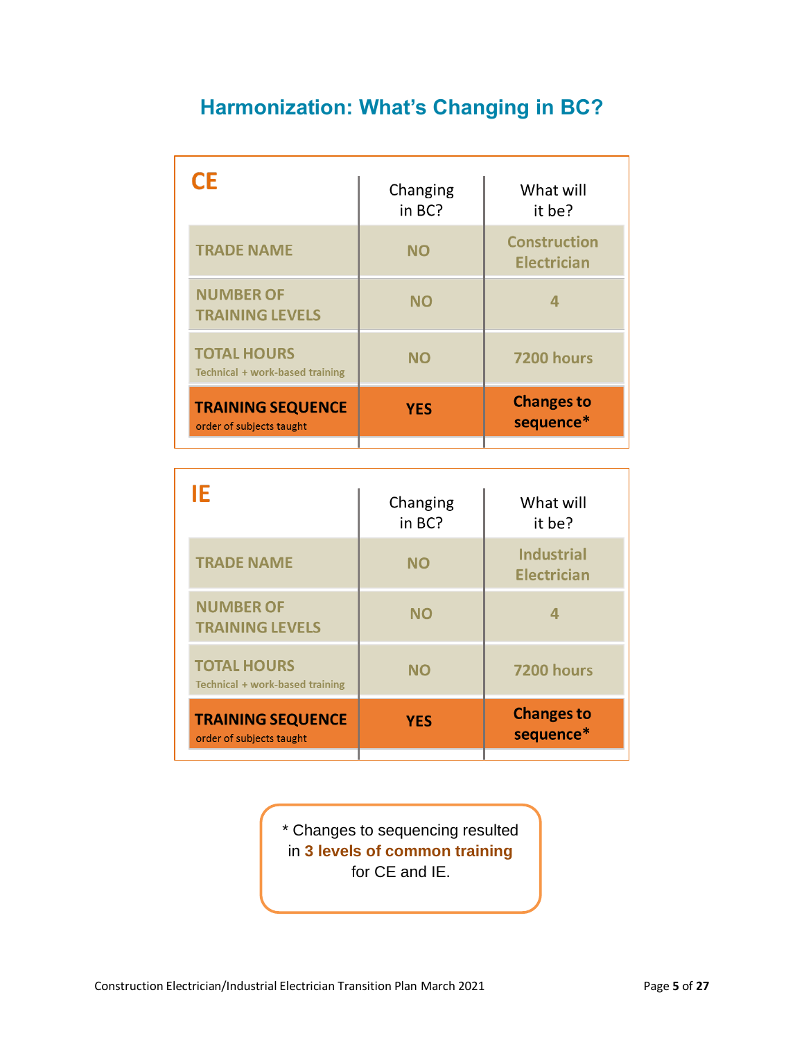# Harmonization: What's Changing in BC?

| CE | Changing in BC? | What will it be? |
|---|---|---|
| TRADE NAME | NO | Construction Electrician |
| NUMBER OF TRAINING LEVELS | NO | 4 |
| TOTAL HOURS<br>Technical + work-based training | NO | 7200 hours |
| **TRAINING SEQUENCE**<br>order of subjects taught | **YES** | **Changes to sequence*** |

| IE | Changing in BC? | What will it be? |
|---|---|---|
| TRADE NAME | NO | Industrial Electrician |
| NUMBER OF TRAINING LEVELS | NO | 4 |
| TOTAL HOURS<br>Technical + work-based training | NO | 7200 hours |
| **TRAINING SEQUENCE**<br>order of subjects taught | **YES** | **Changes to sequence*** |

* Changes to sequencing resulted in **3 levels of common training** for CE and IE.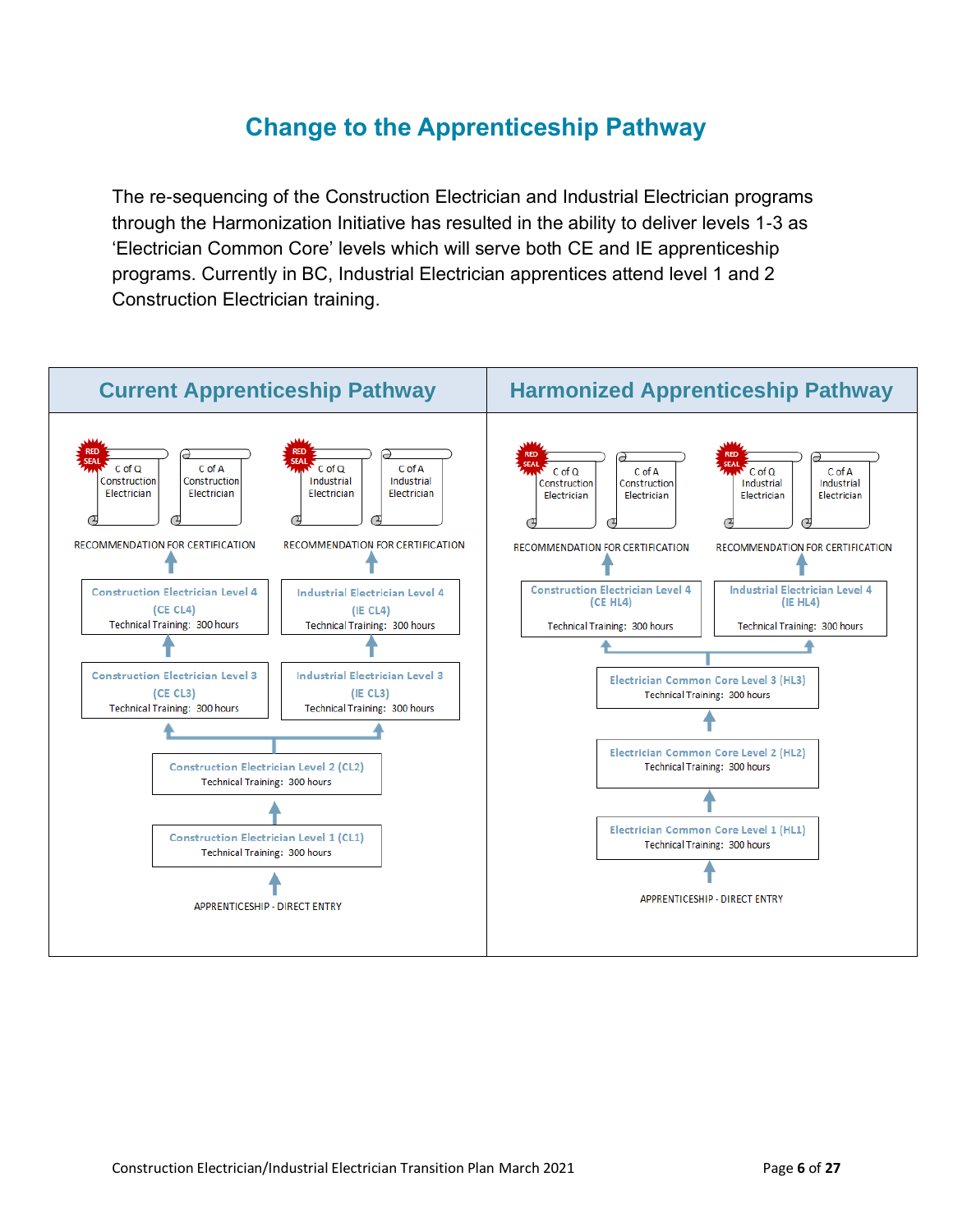# Change to the Apprenticeship Pathway

The re-sequencing of the Construction Electrician and Industrial Electrician programs through the Harmonization Initiative has resulted in the ability to deliver levels 1-3 as 'Electrician Common Core' levels which will serve both CE and IE apprenticeship programs. Currently in BC, Industrial Electrician apprentices attend level 1 and 2 Construction Electrician training.

| Current Apprenticeship Pathway | Harmonized Apprenticeship Pathway |
|---|---|
| RED SEAL C of Q Construction Electrician; C of A Construction Electrician — RECOMMENDATION FOR CERTIFICATION | RED SEAL C of Q Construction Electrician; C of A Construction Electrician — RECOMMENDATION FOR CERTIFICATION |
| RED SEAL C of Q Industrial Electrician; C of A Industrial Electrician — RECOMMENDATION FOR CERTIFICATION | RED SEAL C of Q Industrial Electrician; C of A Industrial Electrician — RECOMMENDATION FOR CERTIFICATION |
| Construction Electrician Level 4 (CE CL4) Technical Training: 300 hours | Construction Electrician Level 4 (CE HL4) Technical Training: 300 hours |
| Industrial Electrician Level 4 (IE CL4) Technical Training: 300 hours | Industrial Electrician Level 4 (IE HL4) Technical Training: 300 hours |
| Construction Electrician Level 3 (CE CL3) Technical Training: 300 hours | Electrician Common Core Level 3 (HL3) Technical Training: 300 hours |
| Industrial Electrician Level 3 (IE CL3) Technical Training: 300 hours | |
| Construction Electrician Level 2 (CL2) Technical Training: 300 hours | Electrician Common Core Level 2 (HL2) Technical Training: 300 hours |
| Construction Electrician Level 1 (CL1) Technical Training: 300 hours | Electrician Common Core Level 1 (HL1) Technical Training: 300 hours |
| APPRENTICESHIP - DIRECT ENTRY | APPRENTICESHIP - DIRECT ENTRY |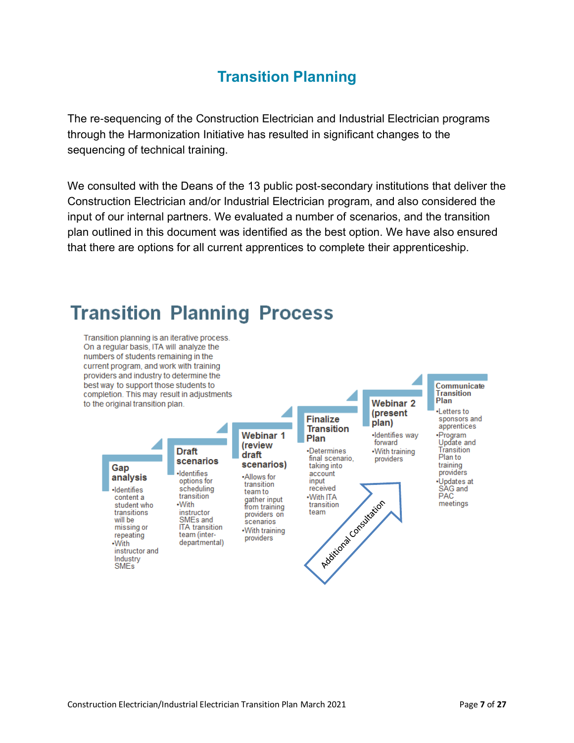# Transition Planning

The re-sequencing of the Construction Electrician and Industrial Electrician programs through the Harmonization Initiative has resulted in significant changes to the sequencing of technical training.

We consulted with the Deans of the 13 public post-secondary institutions that deliver the Construction Electrician and/or Industrial Electrician program, and also considered the input of our internal partners. We evaluated a number of scenarios, and the transition plan outlined in this document was identified as the best option. We have also ensured that there are options for all current apprentices to complete their apprenticeship.

## Transition Planning Process

Transition planning is an iterative process. On a regular basis, ITA will analyze the numbers of students remaining in the current program, and work with training providers and industry to determine the best way to support those students to completion. This may result in adjustments to the original transition plan.

**Gap analysis**
- Identifies content a student who transitions will be missing or repeating
- With instructor and Industry SMEs

**Draft scenarios**
- Identifies options for scheduling transition
- With instructor SMEs and ITA transition team (inter-departmental)

**Webinar 1 (review draft scenarios)**
- Allows for transition team to gather input from training providers on scenarios
- With training providers

**Finalize Transition Plan**
- Determines final scenario, taking into account input received
- With ITA transition team

**Webinar 2 (present plan)**
- Identifies way forward
- With training providers

**Communicate Transition Plan**
- Letters to sponsors and apprentices
- Program Update and Transition Plan to training providers
- Updates at SAG and PAC meetings

Additional Consultation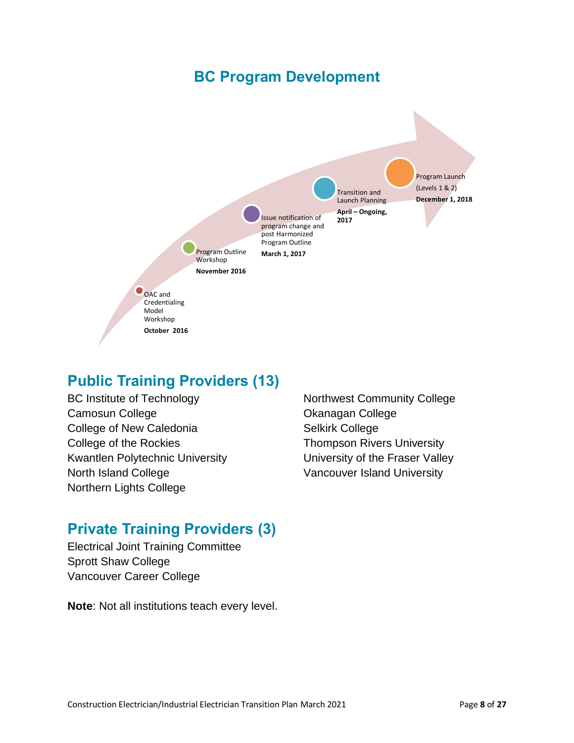## BC Program Development

- OAC and Credentialing Model Workshop — **October 2016**
- Program Outline Workshop — **November 2016**
- Issue notification of program change and post Harmonized Program Outline — **March 1, 2017**
- Transition and Launch Planning — **April – Ongoing, 2017**
- Program Launch (Levels 1 & 2) — **December 1, 2018**

## Public Training Providers (13)

BC Institute of Technology
Camosun College
College of New Caledonia
College of the Rockies
Kwantlen Polytechnic University
North Island College
Northern Lights College
Northwest Community College
Okanagan College
Selkirk College
Thompson Rivers University
University of the Fraser Valley
Vancouver Island University

## Private Training Providers (3)

Electrical Joint Training Committee
Sprott Shaw College
Vancouver Career College

**Note**: Not all institutions teach every level.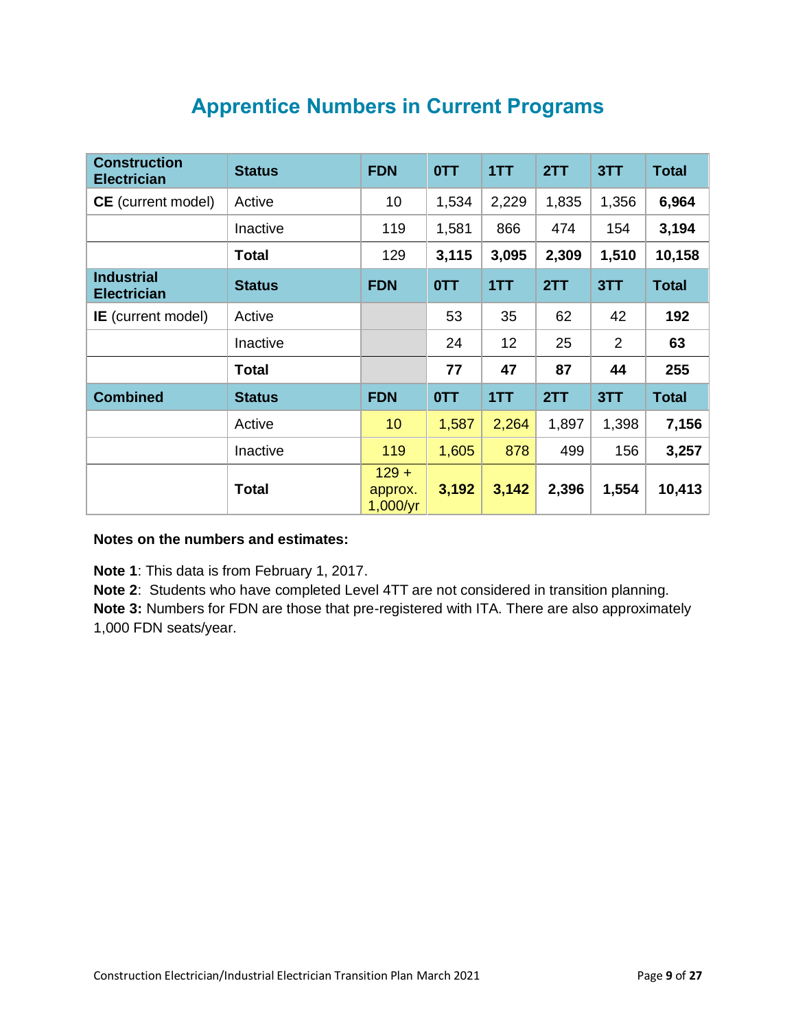# Apprentice Numbers in Current Programs

| Construction Electrician | Status | FDN | 0TT | 1TT | 2TT | 3TT | Total |
|---|---|---|---|---|---|---|---|
| **CE** (current model) | Active | 10 | 1,534 | 2,229 | 1,835 | 1,356 | **6,964** |
| | Inactive | 119 | 1,581 | 866 | 474 | 154 | **3,194** |
| | **Total** | 129 | **3,115** | **3,095** | **2,309** | **1,510** | **10,158** |
| **Industrial Electrician** | **Status** | **FDN** | **0TT** | **1TT** | **2TT** | **3TT** | **Total** |
| **IE** (current model) | Active | | 53 | 35 | 62 | 42 | **192** |
| | Inactive | | 24 | 12 | 25 | 2 | **63** |
| | **Total** | | **77** | **47** | **87** | **44** | **255** |
| **Combined** | **Status** | **FDN** | **0TT** | **1TT** | **2TT** | **3TT** | **Total** |
| | Active | 10 | 1,587 | 2,264 | 1,897 | 1,398 | **7,156** |
| | Inactive | 119 | 1,605 | 878 | 499 | 156 | **3,257** |
| | **Total** | 129 + approx. 1,000/yr | **3,192** | **3,142** | **2,396** | **1,554** | **10,413** |

**Notes on the numbers and estimates:**

**Note 1**: This data is from February 1, 2017.
**Note 2**: Students who have completed Level 4TT are not considered in transition planning.
**Note 3:** Numbers for FDN are those that pre-registered with ITA. There are also approximately 1,000 FDN seats/year.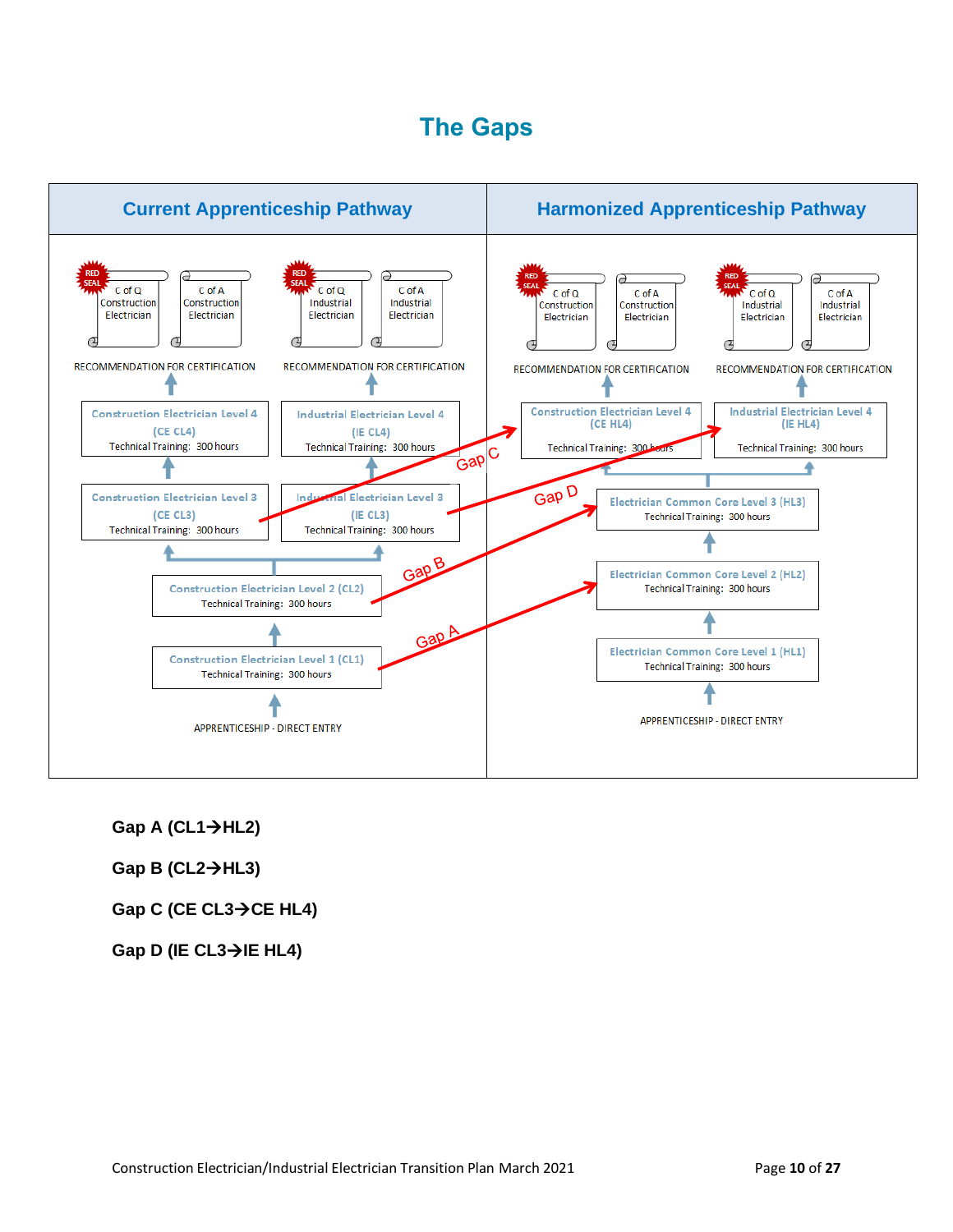# The Gaps

| Current Apprenticeship Pathway | Harmonized Apprenticeship Pathway |
| --- | --- |
| RED SEAL C of Q Construction Electrician; C of A Construction Electrician; RED SEAL C of Q Industrial Electrician; C of A Industrial Electrician | RED SEAL C of Q Construction Electrician; C of A Construction Electrician; RED SEAL C of Q Industrial Electrician; C of A Industrial Electrician |
| RECOMMENDATION FOR CERTIFICATION (Construction); RECOMMENDATION FOR CERTIFICATION (Industrial) | RECOMMENDATION FOR CERTIFICATION (Construction); RECOMMENDATION FOR CERTIFICATION (Industrial) |
| Construction Electrician Level 4 (CE CL4) Technical Training: 300 hours; Industrial Electrician Level 4 (IE CL4) Technical Training: 300 hours | Construction Electrician Level 4 (CE HL4) Technical Training: 300 hours; Industrial Electrician Level 4 (IE HL4) Technical Training: 300 hours |
| Construction Electrician Level 3 (CE CL3) Technical Training: 300 hours; Industrial Electrician Level 3 (IE CL3) Technical Training: 300 hours | Electrician Common Core Level 3 (HL3) Technical Training: 300 hours |
| Construction Electrician Level 2 (CL2) Technical Training: 300 hours | Electrician Common Core Level 2 (HL2) Technical Training: 300 hours |
| Construction Electrician Level 1 (CL1) Technical Training: 300 hours | Electrician Common Core Level 1 (HL1) Technical Training: 300 hours |
| APPRENTICESHIP - DIRECT ENTRY | APPRENTICESHIP - DIRECT ENTRY |

Gap A: CL1 → HL2; Gap B: CL2 → HL3; Gap C: CE CL3 → CE HL4; Gap D: IE CL3 → IE HL4

**Gap A (CL1→HL2)**

**Gap B (CL2→HL3)**

**Gap C (CE CL3→CE HL4)**

**Gap D (IE CL3→IE HL4)**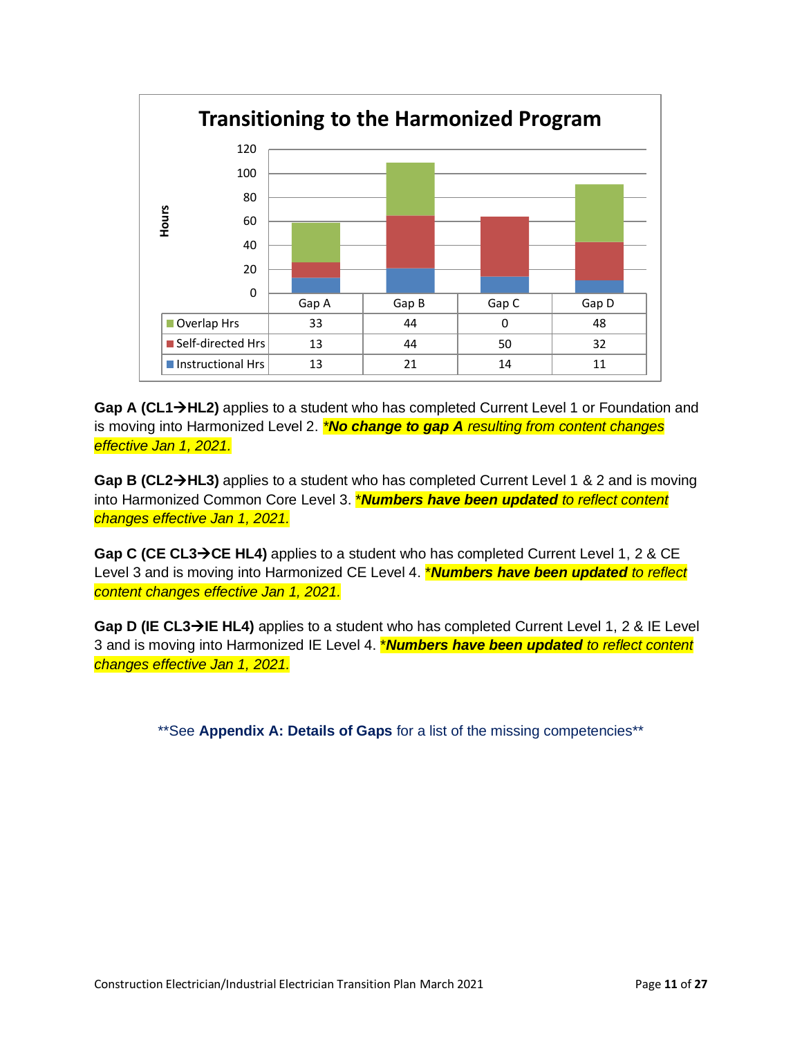**Transitioning to the Harmonized Program**

| Hours | Gap A | Gap B | Gap C | Gap D |
|---|---|---|---|---|
| Overlap Hrs | 33 | 44 | 0 | 48 |
| Self-directed Hrs | 13 | 44 | 50 | 32 |
| Instructional Hrs | 13 | 21 | 14 | 11 |

**Gap A (CL1→HL2)** applies to a student who has completed Current Level 1 or Foundation and is moving into Harmonized Level 2. *\*__No change to gap A__ resulting from content changes effective Jan 1, 2021.*

**Gap B (CL2→HL3)** applies to a student who has completed Current Level 1 & 2 and is moving into Harmonized Common Core Level 3. *\*__Numbers have been updated__ to reflect content changes effective Jan 1, 2021.*

**Gap C (CE CL3→CE HL4)** applies to a student who has completed Current Level 1, 2 & CE Level 3 and is moving into Harmonized CE Level 4. *\*__Numbers have been updated__ to reflect content changes effective Jan 1, 2021.*

**Gap D (IE CL3→IE HL4)** applies to a student who has completed Current Level 1, 2 & IE Level 3 and is moving into Harmonized IE Level 4. *\*__Numbers have been updated__ to reflect content changes effective Jan 1, 2021.*

\*\*See **Appendix A: Details of Gaps** for a list of the missing competencies\*\*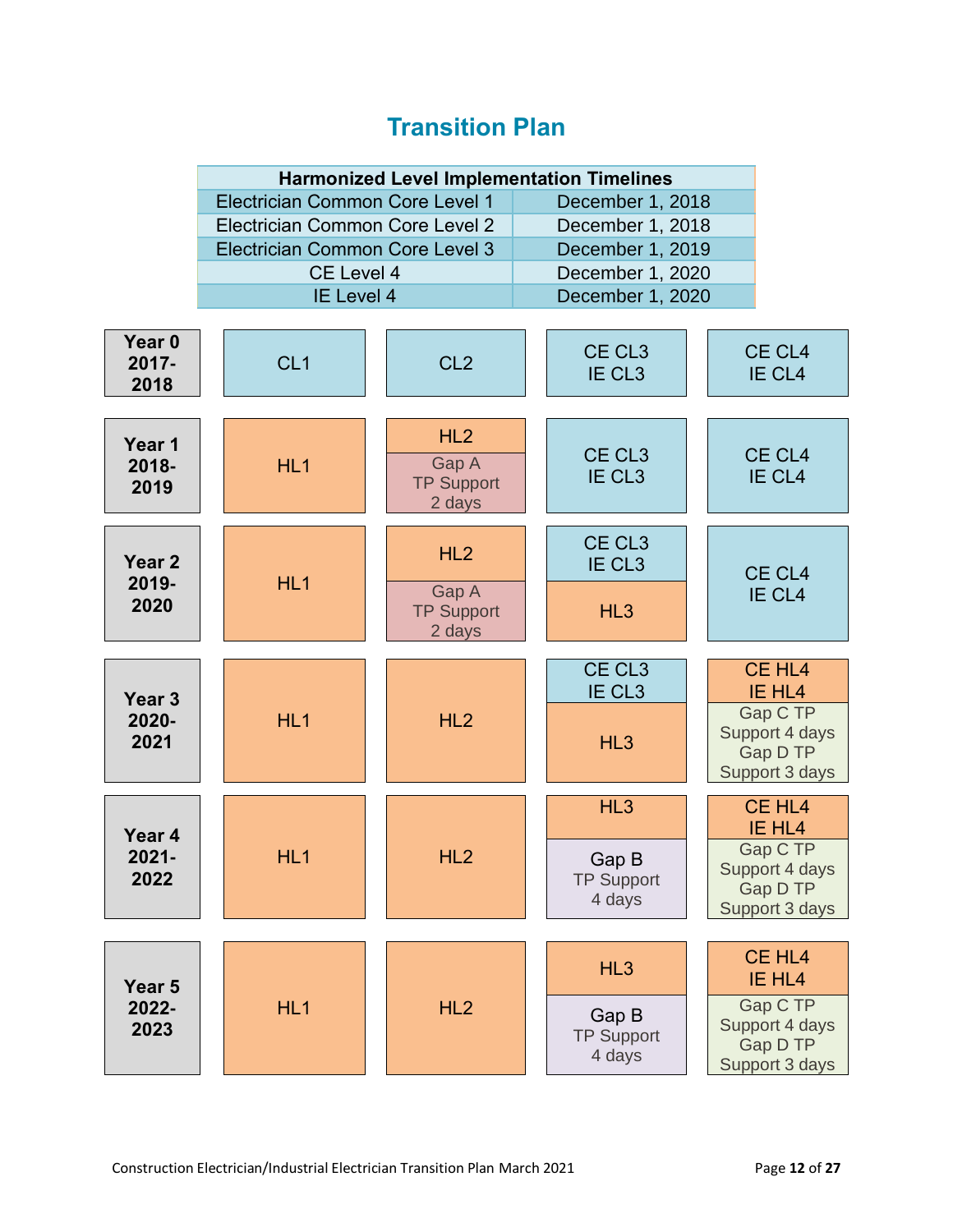# Transition Plan

| Harmonized Level Implementation Timelines | |
|---|---|
| Electrician Common Core Level 1 | December 1, 2018 |
| Electrician Common Core Level 2 | December 1, 2018 |
| Electrician Common Core Level 3 | December 1, 2019 |
| CE Level 4 | December 1, 2020 |
| IE Level 4 | December 1, 2020 |

| Year | | | | |
|---|---|---|---|---|
| **Year 0 2017-2018** | CL1 | CL2 | CE CL3<br>IE CL3 | CE CL4<br>IE CL4 |
| **Year 1 2018-2019** | HL1 | HL2<br>Gap A<br>TP Support<br>2 days | CE CL3<br>IE CL3 | CE CL4<br>IE CL4 |
| **Year 2 2019-2020** | HL1 | HL2<br>Gap A<br>TP Support<br>2 days | CE CL3<br>IE CL3<br>HL3 | CE CL4<br>IE CL4 |
| **Year 3 2020-2021** | HL1 | HL2 | CE CL3<br>IE CL3<br>HL3 | CE HL4<br>IE HL4<br>Gap C TP Support 4 days<br>Gap D TP Support 3 days |
| **Year 4 2021-2022** | HL1 | HL2 | HL3<br>Gap B<br>TP Support<br>4 days | CE HL4<br>IE HL4<br>Gap C TP Support 4 days<br>Gap D TP Support 3 days |
| **Year 5 2022-2023** | HL1 | HL2 | HL3<br>Gap B<br>TP Support<br>4 days | CE HL4<br>IE HL4<br>Gap C TP Support 4 days<br>Gap D TP Support 3 days |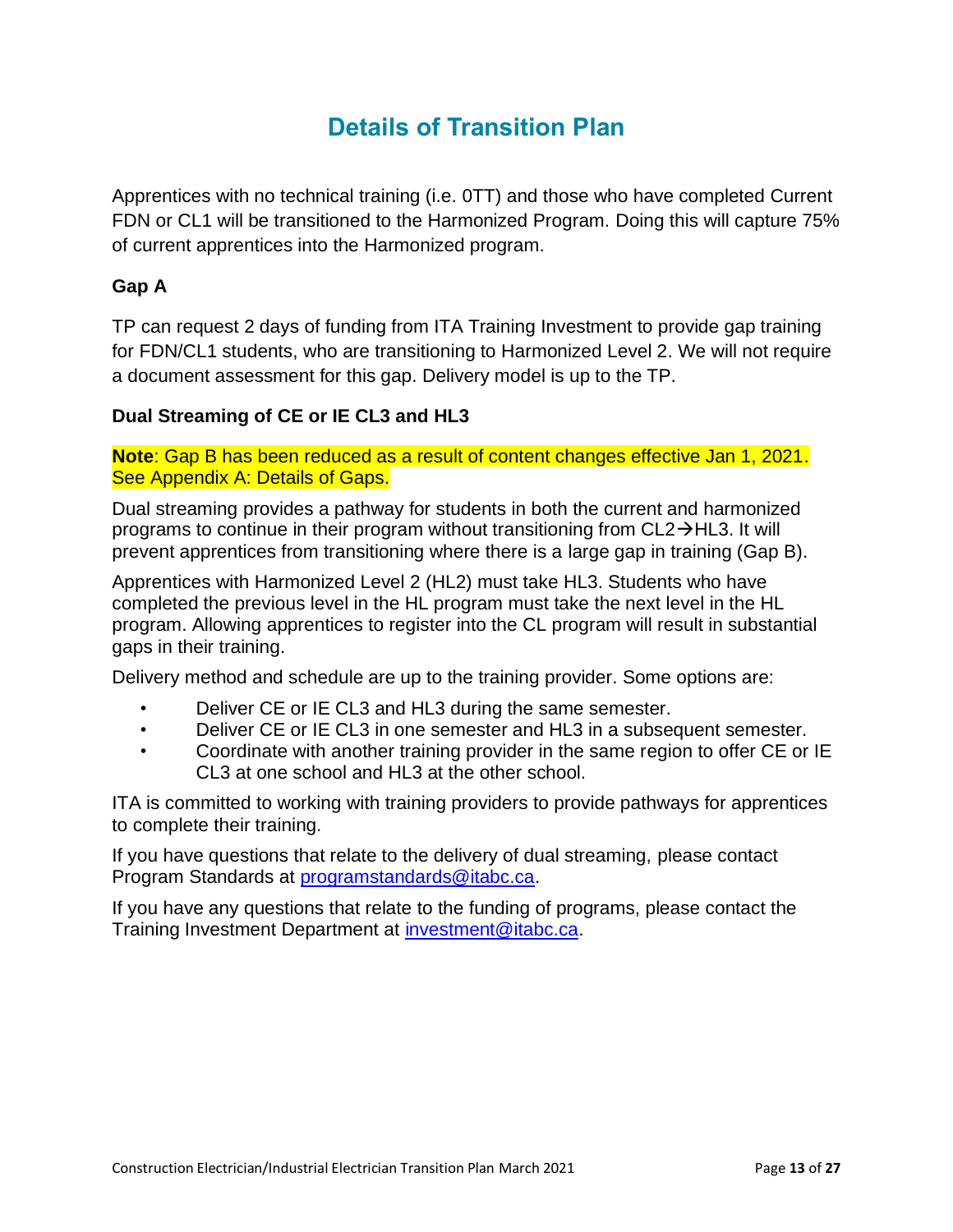# Details of Transition Plan

Apprentices with no technical training (i.e. 0TT) and those who have completed Current FDN or CL1 will be transitioned to the Harmonized Program. Doing this will capture 75% of current apprentices into the Harmonized program.

### Gap A

TP can request 2 days of funding from ITA Training Investment to provide gap training for FDN/CL1 students, who are transitioning to Harmonized Level 2. We will not require a document assessment for this gap. Delivery model is up to the TP.

### Dual Streaming of CE or IE CL3 and HL3

**Note**: Gap B has been reduced as a result of content changes effective Jan 1, 2021. See Appendix A: Details of Gaps.

Dual streaming provides a pathway for students in both the current and harmonized programs to continue in their program without transitioning from CL2→HL3. It will prevent apprentices from transitioning where there is a large gap in training (Gap B).

Apprentices with Harmonized Level 2 (HL2) must take HL3. Students who have completed the previous level in the HL program must take the next level in the HL program. Allowing apprentices to register into the CL program will result in substantial gaps in their training.

Delivery method and schedule are up to the training provider. Some options are:

- Deliver CE or IE CL3 and HL3 during the same semester.
- Deliver CE or IE CL3 in one semester and HL3 in a subsequent semester.
- Coordinate with another training provider in the same region to offer CE or IE CL3 at one school and HL3 at the other school.

ITA is committed to working with training providers to provide pathways for apprentices to complete their training.

If you have questions that relate to the delivery of dual streaming, please contact Program Standards at programstandards@itabc.ca.

If you have any questions that relate to the funding of programs, please contact the Training Investment Department at investment@itabc.ca.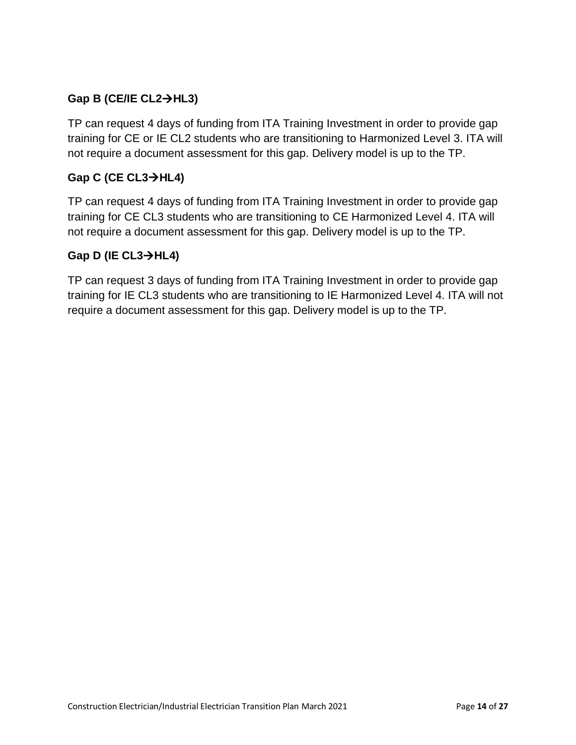### Gap B (CE/IE CL2→HL3)

TP can request 4 days of funding from ITA Training Investment in order to provide gap training for CE or IE CL2 students who are transitioning to Harmonized Level 3. ITA will not require a document assessment for this gap. Delivery model is up to the TP.

### Gap C (CE CL3→HL4)

TP can request 4 days of funding from ITA Training Investment in order to provide gap training for CE CL3 students who are transitioning to CE Harmonized Level 4. ITA will not require a document assessment for this gap. Delivery model is up to the TP.

### Gap D (IE CL3→HL4)

TP can request 3 days of funding from ITA Training Investment in order to provide gap training for IE CL3 students who are transitioning to IE Harmonized Level 4. ITA will not require a document assessment for this gap. Delivery model is up to the TP.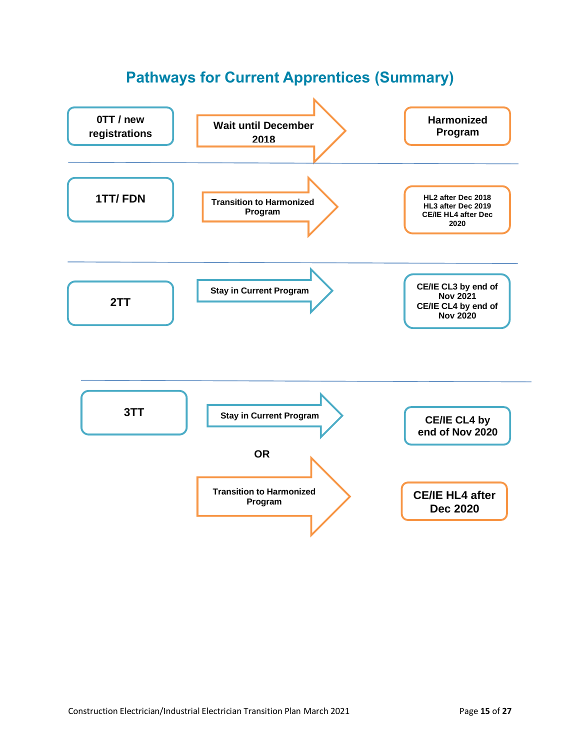# Pathways for Current Apprentices (Summary)

| Current Level | Pathway | Outcome |
| --- | --- | --- |
| 0TT / new registrations | Wait until December 2018 | Harmonized Program |
| 1TT/ FDN | Transition to Harmonized Program | HL2 after Dec 2018<br>HL3 after Dec 2019<br>CE/IE HL4 after Dec 2020 |
| 2TT | Stay in Current Program | CE/IE CL3 by end of Nov 2021<br>CE/IE CL4 by end of Nov 2020 |
| 3TT | Stay in Current Program | CE/IE CL4 by end of Nov 2020 |
| | OR | |
| | Transition to Harmonized Program | CE/IE HL4 after Dec 2020 |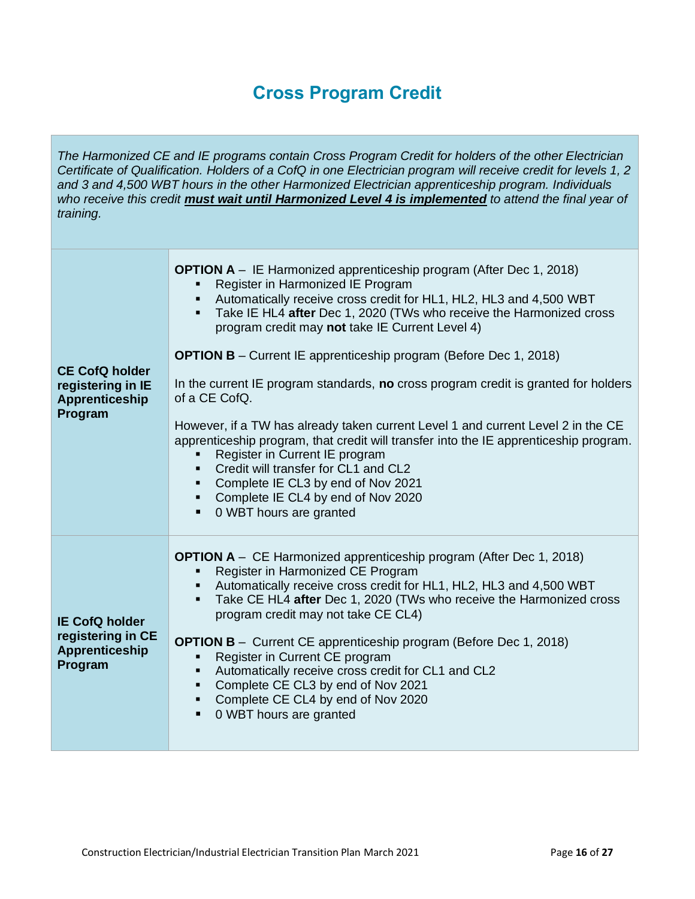# Cross Program Credit

*The Harmonized CE and IE programs contain Cross Program Credit for holders of the other Electrician Certificate of Qualification. Holders of a CofQ in one Electrician program will receive credit for levels 1, 2 and 3 and 4,500 WBT hours in the other Harmonized Electrician apprenticeship program. Individuals who receive this credit **must wait until Harmonized Level 4 is implemented** to attend the final year of training.*

| | |
|---|---|
| **CE CofQ holder registering in IE Apprenticeship Program** | **OPTION A** – IE Harmonized apprenticeship program (After Dec 1, 2018)<br>▪ Register in Harmonized IE Program<br>▪ Automatically receive cross credit for HL1, HL2, HL3 and 4,500 WBT<br>▪ Take IE HL4 **after** Dec 1, 2020 (TWs who receive the Harmonized cross program credit may **not** take IE Current Level 4)<br><br>**OPTION B** – Current IE apprenticeship program (Before Dec 1, 2018)<br><br>In the current IE program standards, **no** cross program credit is granted for holders of a CE CofQ.<br><br>However, if a TW has already taken current Level 1 and current Level 2 in the CE apprenticeship program, that credit will transfer into the IE apprenticeship program.<br>▪ Register in Current IE program<br>▪ Credit will transfer for CL1 and CL2<br>▪ Complete IE CL3 by end of Nov 2021<br>▪ Complete IE CL4 by end of Nov 2020<br>▪ 0 WBT hours are granted |
| **IE CofQ holder registering in CE Apprenticeship Program** | **OPTION A** – CE Harmonized apprenticeship program (After Dec 1, 2018)<br>▪ Register in Harmonized CE Program<br>▪ Automatically receive cross credit for HL1, HL2, HL3 and 4,500 WBT<br>▪ Take CE HL4 **after** Dec 1, 2020 (TWs who receive the Harmonized cross program credit may not take CE CL4)<br><br>**OPTION B** – Current CE apprenticeship program (Before Dec 1, 2018)<br>▪ Register in Current CE program<br>▪ Automatically receive cross credit for CL1 and CL2<br>▪ Complete CE CL3 by end of Nov 2021<br>▪ Complete CE CL4 by end of Nov 2020<br>▪ 0 WBT hours are granted |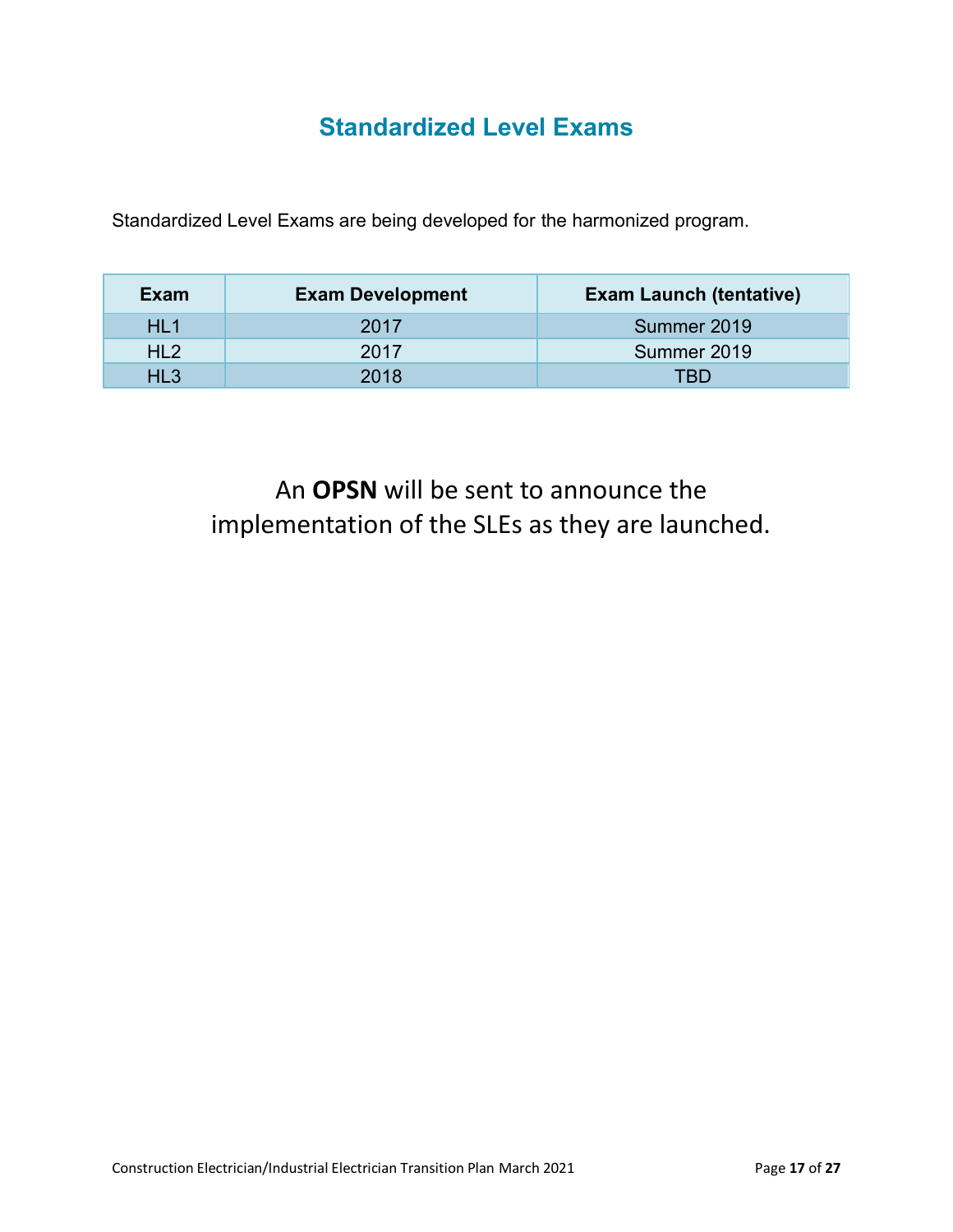# Standardized Level Exams

Standardized Level Exams are being developed for the harmonized program.

| Exam | Exam Development | Exam Launch (tentative) |
|---|---|---|
| HL1 | 2017 | Summer 2019 |
| HL2 | 2017 | Summer 2019 |
| HL3 | 2018 | TBD |

An **OPSN** will be sent to announce the implementation of the SLEs as they are launched.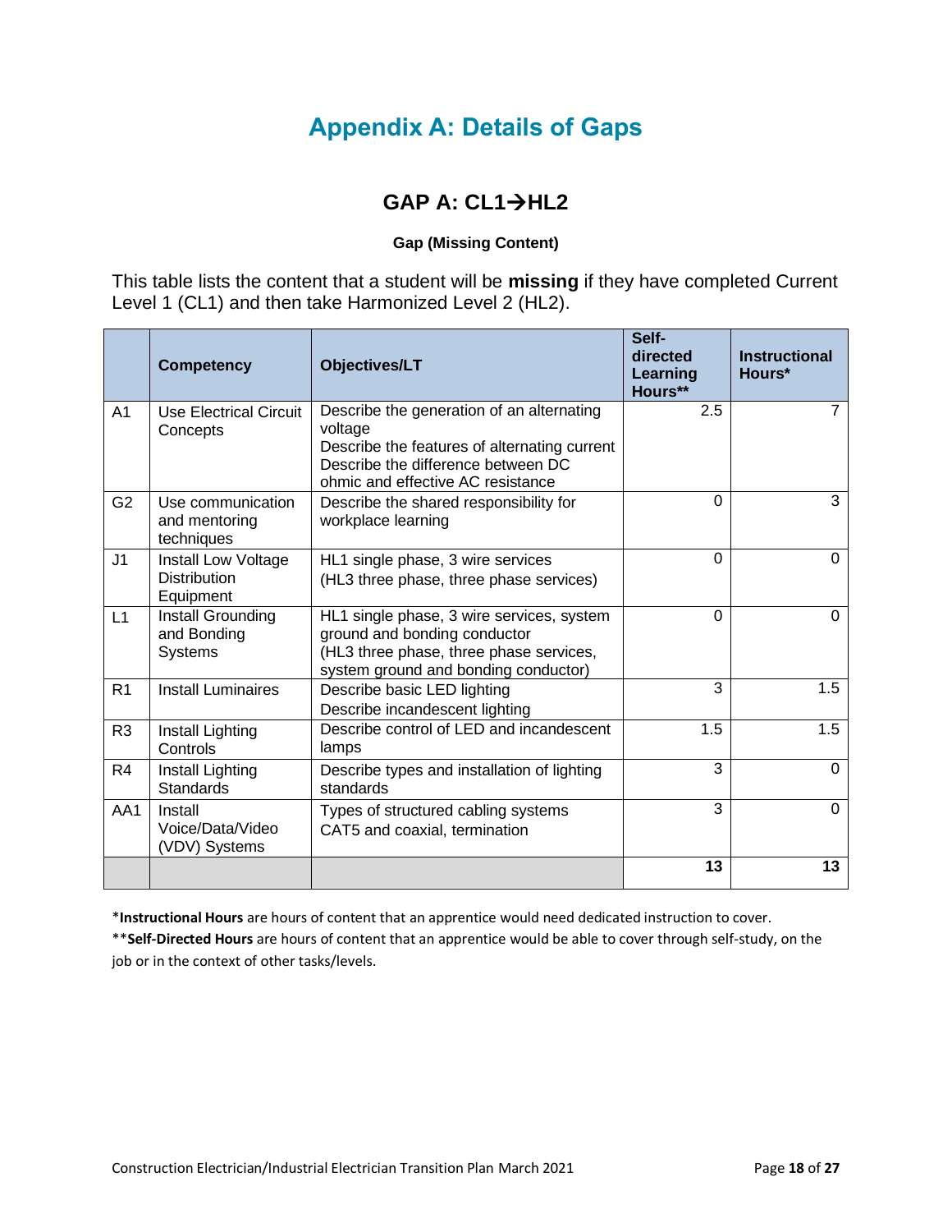# Appendix A: Details of Gaps

## GAP A: CL1→HL2

**Gap (Missing Content)**

This table lists the content that a student will be **missing** if they have completed Current Level 1 (CL1) and then take Harmonized Level 2 (HL2).

| | Competency | Objectives/LT | Self-directed Learning Hours** | Instructional Hours* |
|---|---|---|---|---|
| A1 | Use Electrical Circuit Concepts | Describe the generation of an alternating voltage<br>Describe the features of alternating current<br>Describe the difference between DC ohmic and effective AC resistance | 2.5 | 7 |
| G2 | Use communication and mentoring techniques | Describe the shared responsibility for workplace learning | 0 | 3 |
| J1 | Install Low Voltage Distribution Equipment | HL1 single phase, 3 wire services<br>(HL3 three phase, three phase services) | 0 | 0 |
| L1 | Install Grounding and Bonding Systems | HL1 single phase, 3 wire services, system ground and bonding conductor<br>(HL3 three phase, three phase services, system ground and bonding conductor) | 0 | 0 |
| R1 | Install Luminaires | Describe basic LED lighting<br>Describe incandescent lighting | 3 | 1.5 |
| R3 | Install Lighting Controls | Describe control of LED and incandescent lamps | 1.5 | 1.5 |
| R4 | Install Lighting Standards | Describe types and installation of lighting standards | 3 | 0 |
| AA1 | Install Voice/Data/Video (VDV) Systems | Types of structured cabling systems<br>CAT5 and coaxial, termination | 3 | 0 |
| | | | **13** | **13** |

\***Instructional Hours** are hours of content that an apprentice would need dedicated instruction to cover.

\*\***Self-Directed Hours** are hours of content that an apprentice would be able to cover through self-study, on the job or in the context of other tasks/levels.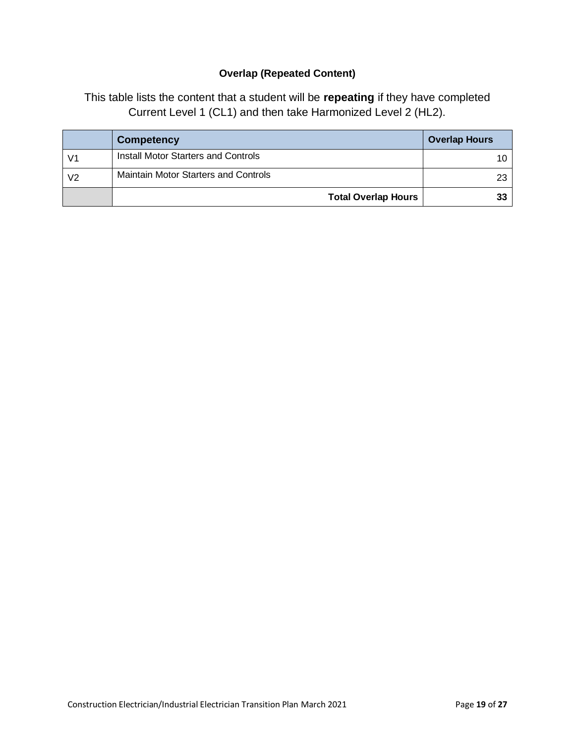**Overlap (Repeated Content)**

This table lists the content that a student will be **repeating** if they have completed Current Level 1 (CL1) and then take Harmonized Level 2 (HL2).

| | Competency | Overlap Hours |
|---|---|---|
| V1 | Install Motor Starters and Controls | 10 |
| V2 | Maintain Motor Starters and Controls | 23 |
| | **Total Overlap Hours** | **33** |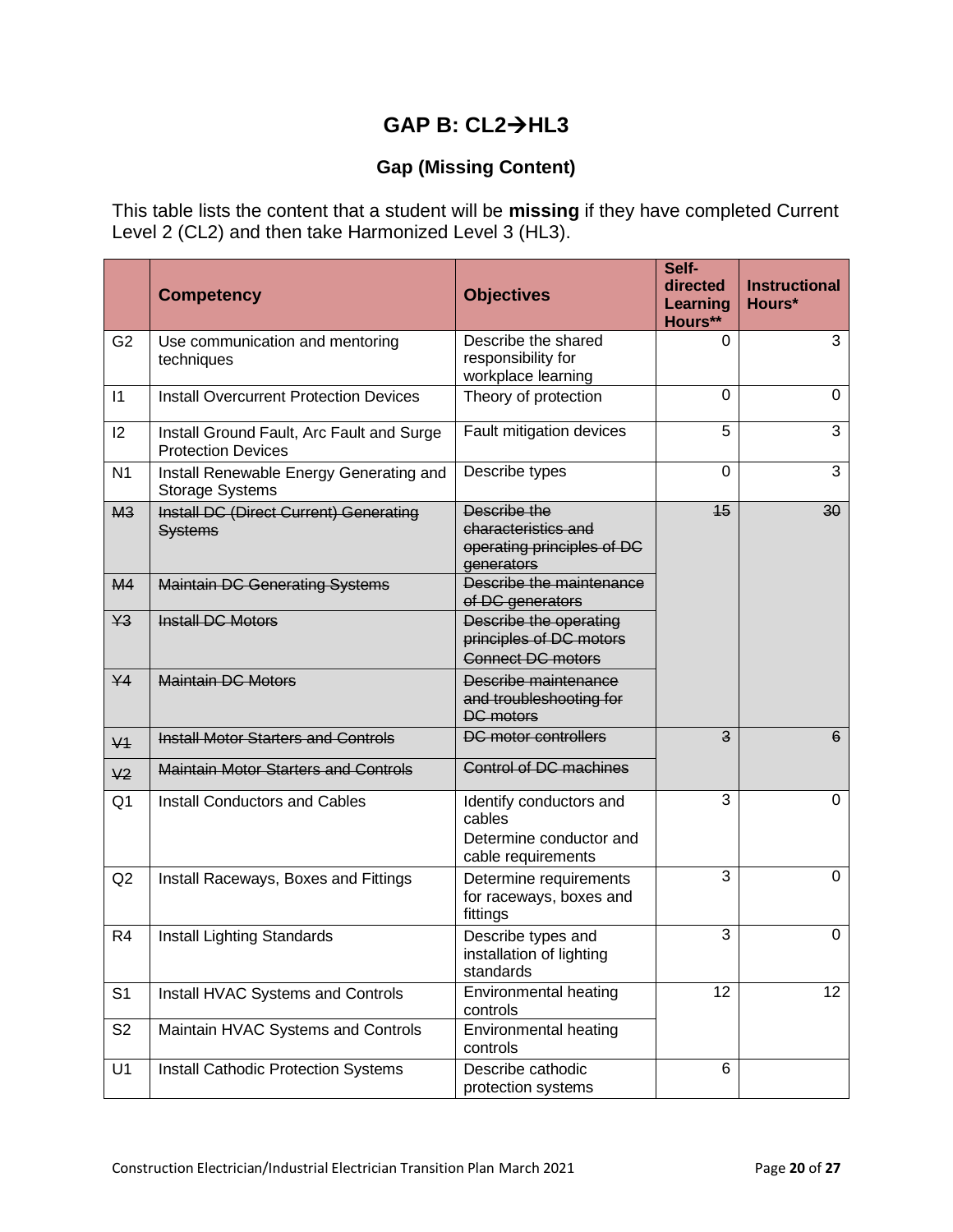# GAP B: CL2→HL3

## Gap (Missing Content)

This table lists the content that a student will be **missing** if they have completed Current Level 2 (CL2) and then take Harmonized Level 3 (HL3).

| | Competency | Objectives | Self-directed Learning Hours** | Instructional Hours* |
|---|---|---|---|---|
| G2 | Use communication and mentoring techniques | Describe the shared responsibility for workplace learning | 0 | 3 |
| I1 | Install Overcurrent Protection Devices | Theory of protection | 0 | 0 |
| I2 | Install Ground Fault, Arc Fault and Surge Protection Devices | Fault mitigation devices | 5 | 3 |
| N1 | Install Renewable Energy Generating and Storage Systems | Describe types | 0 | 3 |
| ~~M3~~ | ~~Install DC (Direct Current) Generating Systems~~ | ~~Describe the characteristics and operating principles of DC generators~~ | ~~15~~ | ~~30~~ |
| ~~M4~~ | ~~Maintain DC Generating Systems~~ | ~~Describe the maintenance of DC generators~~ | | |
| ~~Y3~~ | ~~Install DC Motors~~ | ~~Describe the operating principles of DC motors~~<br>~~Connect DC motors~~ | | |
| ~~Y4~~ | ~~Maintain DC Motors~~ | ~~Describe maintenance and troubleshooting for DC motors~~ | | |
| ~~V1~~ | ~~Install Motor Starters and Controls~~ | ~~DC motor controllers~~ | ~~3~~ | ~~6~~ |
| ~~V2~~ | ~~Maintain Motor Starters and Controls~~ | ~~Control of DC machines~~ | | |
| Q1 | Install Conductors and Cables | Identify conductors and cables<br>Determine conductor and cable requirements | 3 | 0 |
| Q2 | Install Raceways, Boxes and Fittings | Determine requirements for raceways, boxes and fittings | 3 | 0 |
| R4 | Install Lighting Standards | Describe types and installation of lighting standards | 3 | 0 |
| S1 | Install HVAC Systems and Controls | Environmental heating controls | 12 | 12 |
| S2 | Maintain HVAC Systems and Controls | Environmental heating controls | | |
| U1 | Install Cathodic Protection Systems | Describe cathodic protection systems | 6 | |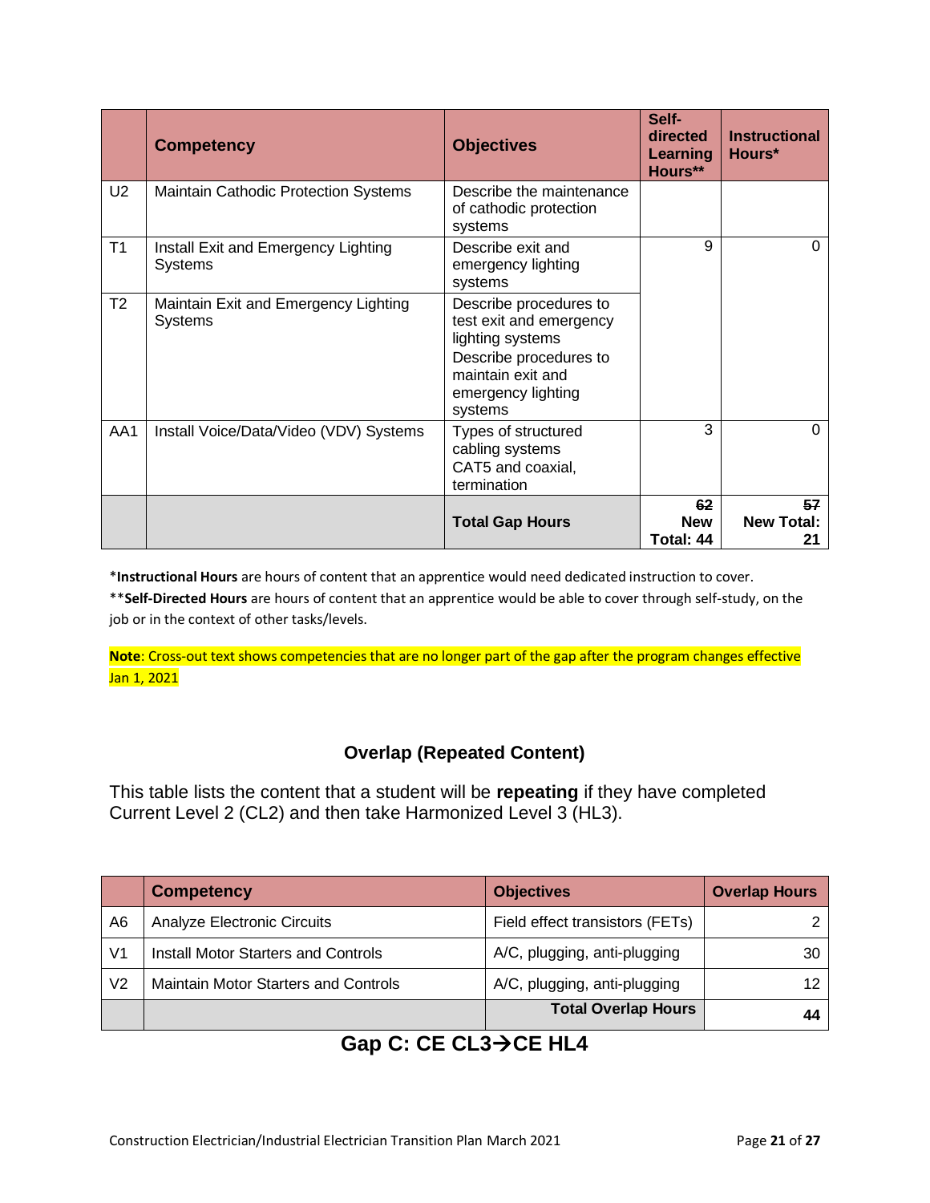| | Competency | Objectives | Self-directed Learning Hours** | Instructional Hours* |
|---|---|---|---|---|
| U2 | Maintain Cathodic Protection Systems | Describe the maintenance of cathodic protection systems | | |
| T1 | Install Exit and Emergency Lighting Systems | Describe exit and emergency lighting systems | 9 | 0 |
| T2 | Maintain Exit and Emergency Lighting Systems | Describe procedures to test exit and emergency lighting systems<br>Describe procedures to maintain exit and emergency lighting systems | | |
| AA1 | Install Voice/Data/Video (VDV) Systems | Types of structured cabling systems<br>CAT5 and coaxial, termination | 3 | 0 |
| | | **Total Gap Hours** | ~~**62**~~ **New Total: 44** | ~~**57**~~ **New Total: 21** |

\***Instructional Hours** are hours of content that an apprentice would need dedicated instruction to cover.

\*\***Self-Directed Hours** are hours of content that an apprentice would be able to cover through self-study, on the job or in the context of other tasks/levels.

**Note**: Cross-out text shows competencies that are no longer part of the gap after the program changes effective Jan 1, 2021

### Overlap (Repeated Content)

This table lists the content that a student will be **repeating** if they have completed Current Level 2 (CL2) and then take Harmonized Level 3 (HL3).

| | Competency | Objectives | Overlap Hours |
|---|---|---|---|
| A6 | Analyze Electronic Circuits | Field effect transistors (FETs) | 2 |
| V1 | Install Motor Starters and Controls | A/C, plugging, anti-plugging | 30 |
| V2 | Maintain Motor Starters and Controls | A/C, plugging, anti-plugging | 12 |
| | | **Total Overlap Hours** | **44** |

## Gap C: CE CL3→CE HL4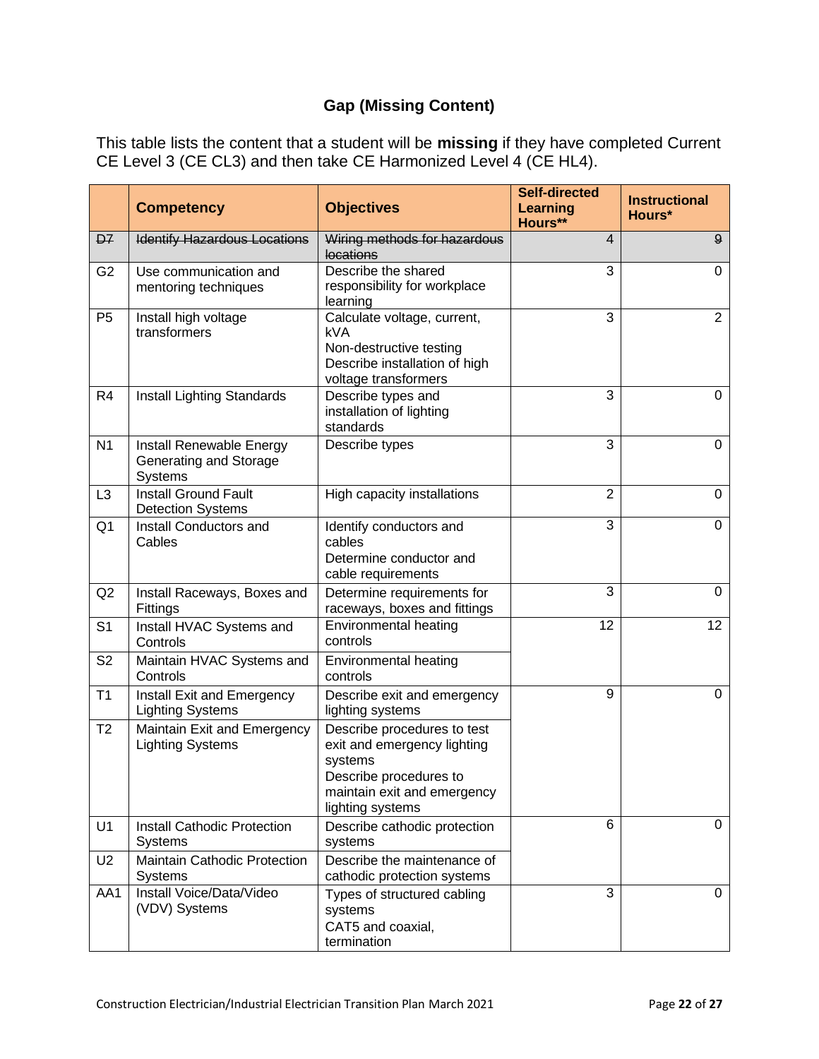## Gap (Missing Content)

This table lists the content that a student will be **missing** if they have completed Current CE Level 3 (CE CL3) and then take CE Harmonized Level 4 (CE HL4).

| | Competency | Objectives | Self-directed Learning Hours** | Instructional Hours* |
|---|---|---|---|---|
| ~~D7~~ | ~~Identify Hazardous Locations~~ | ~~Wiring methods for hazardous locations~~ | 4 | ~~9~~ |
| G2 | Use communication and mentoring techniques | Describe the shared responsibility for workplace learning | 3 | 0 |
| P5 | Install high voltage transformers | Calculate voltage, current, kVA<br>Non-destructive testing<br>Describe installation of high voltage transformers | 3 | 2 |
| R4 | Install Lighting Standards | Describe types and installation of lighting standards | 3 | 0 |
| N1 | Install Renewable Energy Generating and Storage Systems | Describe types | 3 | 0 |
| L3 | Install Ground Fault Detection Systems | High capacity installations | 2 | 0 |
| Q1 | Install Conductors and Cables | Identify conductors and cables<br>Determine conductor and cable requirements | 3 | 0 |
| Q2 | Install Raceways, Boxes and Fittings | Determine requirements for raceways, boxes and fittings | 3 | 0 |
| S1 | Install HVAC Systems and Controls | Environmental heating controls | 12 | 12 |
| S2 | Maintain HVAC Systems and Controls | Environmental heating controls | | |
| T1 | Install Exit and Emergency Lighting Systems | Describe exit and emergency lighting systems | 9 | 0 |
| T2 | Maintain Exit and Emergency Lighting Systems | Describe procedures to test exit and emergency lighting systems<br>Describe procedures to maintain exit and emergency lighting systems | | |
| U1 | Install Cathodic Protection Systems | Describe cathodic protection systems | 6 | 0 |
| U2 | Maintain Cathodic Protection Systems | Describe the maintenance of cathodic protection systems | | |
| AA1 | Install Voice/Data/Video (VDV) Systems | Types of structured cabling systems<br>CAT5 and coaxial, termination | 3 | 0 |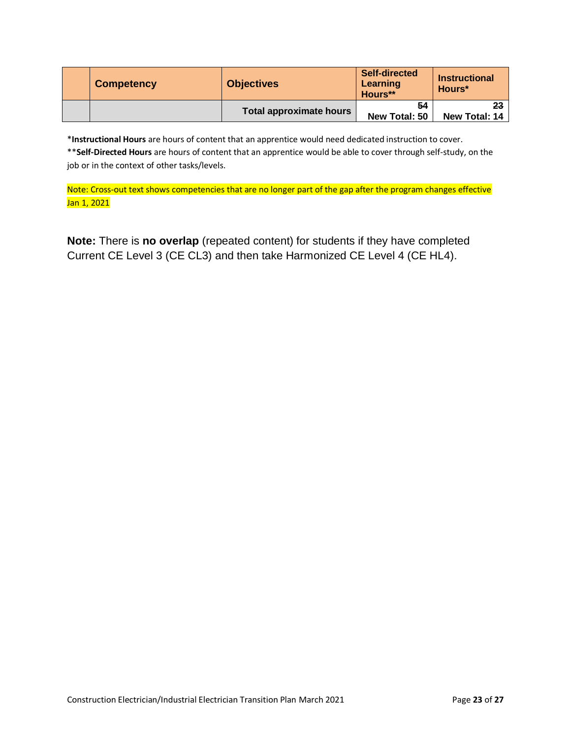| | Competency | Objectives | Self-directed Learning Hours** | Instructional Hours* |
|---|---|---|---|---|
| | | **Total approximate hours** | ~~54~~ **New Total: 50** | ~~23~~ **New Total: 14** |

***Instructional Hours** are hours of content that an apprentice would need dedicated instruction to cover.
****Self-Directed Hours** are hours of content that an apprentice would be able to cover through self-study, on the job or in the context of other tasks/levels.

Note: Cross-out text shows competencies that are no longer part of the gap after the program changes effective Jan 1, 2021

**Note:** There is **no overlap** (repeated content) for students if they have completed Current CE Level 3 (CE CL3) and then take Harmonized CE Level 4 (CE HL4).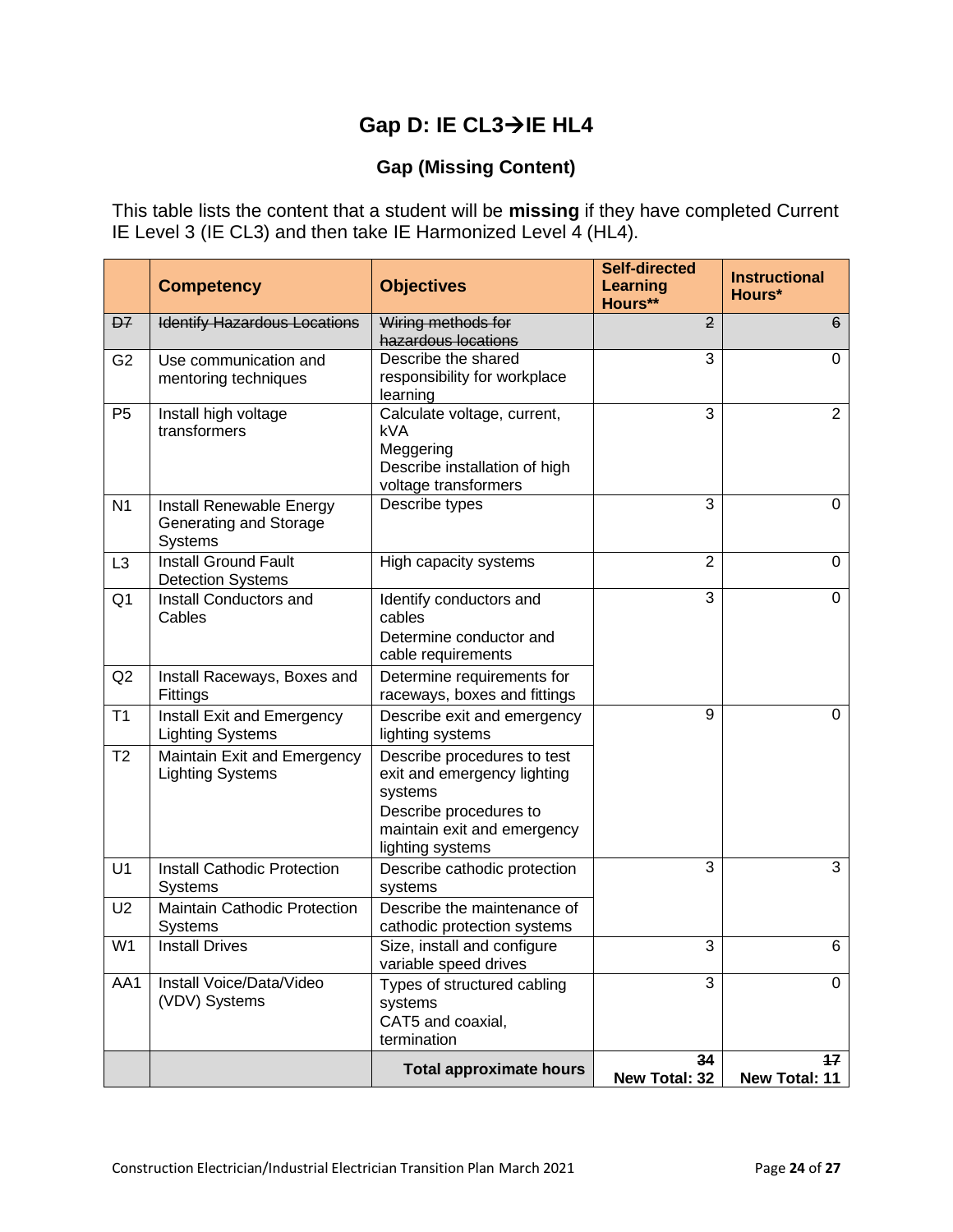# Gap D: IE CL3→IE HL4

## Gap (Missing Content)

This table lists the content that a student will be **missing** if they have completed Current IE Level 3 (IE CL3) and then take IE Harmonized Level 4 (HL4).

| | Competency | Objectives | Self-directed Learning Hours** | Instructional Hours* |
|---|---|---|---|---|
| ~~D7~~ | ~~Identify Hazardous Locations~~ | ~~Wiring methods for hazardous locations~~ | ~~2~~ | ~~6~~ |
| G2 | Use communication and mentoring techniques | Describe the shared responsibility for workplace learning | 3 | 0 |
| P5 | Install high voltage transformers | Calculate voltage, current, kVA<br>Meggering<br>Describe installation of high voltage transformers | 3 | 2 |
| N1 | Install Renewable Energy Generating and Storage Systems | Describe types | 3 | 0 |
| L3 | Install Ground Fault Detection Systems | High capacity systems | 2 | 0 |
| Q1 | Install Conductors and Cables | Identify conductors and cables<br>Determine conductor and cable requirements | 3 | 0 |
| Q2 | Install Raceways, Boxes and Fittings | Determine requirements for raceways, boxes and fittings | | |
| T1 | Install Exit and Emergency Lighting Systems | Describe exit and emergency lighting systems | 9 | 0 |
| T2 | Maintain Exit and Emergency Lighting Systems | Describe procedures to test exit and emergency lighting systems<br>Describe procedures to maintain exit and emergency lighting systems | | |
| U1 | Install Cathodic Protection Systems | Describe cathodic protection systems | 3 | 3 |
| U2 | Maintain Cathodic Protection Systems | Describe the maintenance of cathodic protection systems | | |
| W1 | Install Drives | Size, install and configure variable speed drives | 3 | 6 |
| AA1 | Install Voice/Data/Video (VDV) Systems | Types of structured cabling systems<br>CAT5 and coaxial, termination | 3 | 0 |
| | | **Total approximate hours** | **~~34~~<br>New Total: 32** | **~~17~~<br>New Total: 11** |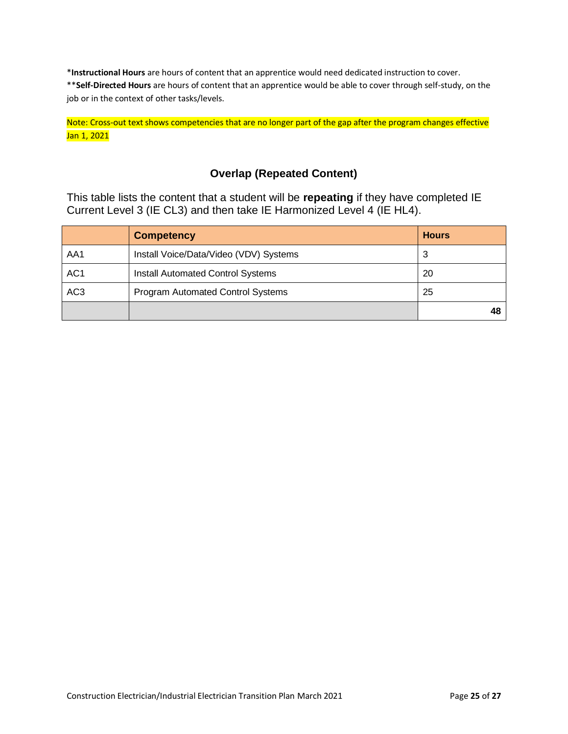\***Instructional Hours** are hours of content that an apprentice would need dedicated instruction to cover.
\*\***Self-Directed Hours** are hours of content that an apprentice would be able to cover through self-study, on the job or in the context of other tasks/levels.

Note: Cross-out text shows competencies that are no longer part of the gap after the program changes effective Jan 1, 2021

## Overlap (Repeated Content)

This table lists the content that a student will be **repeating** if they have completed IE Current Level 3 (IE CL3) and then take IE Harmonized Level 4 (IE HL4).

| | Competency | Hours |
|---|---|---|
| AA1 | Install Voice/Data/Video (VDV) Systems | 3 |
| AC1 | Install Automated Control Systems | 20 |
| AC3 | Program Automated Control Systems | 25 |
| | | **48** |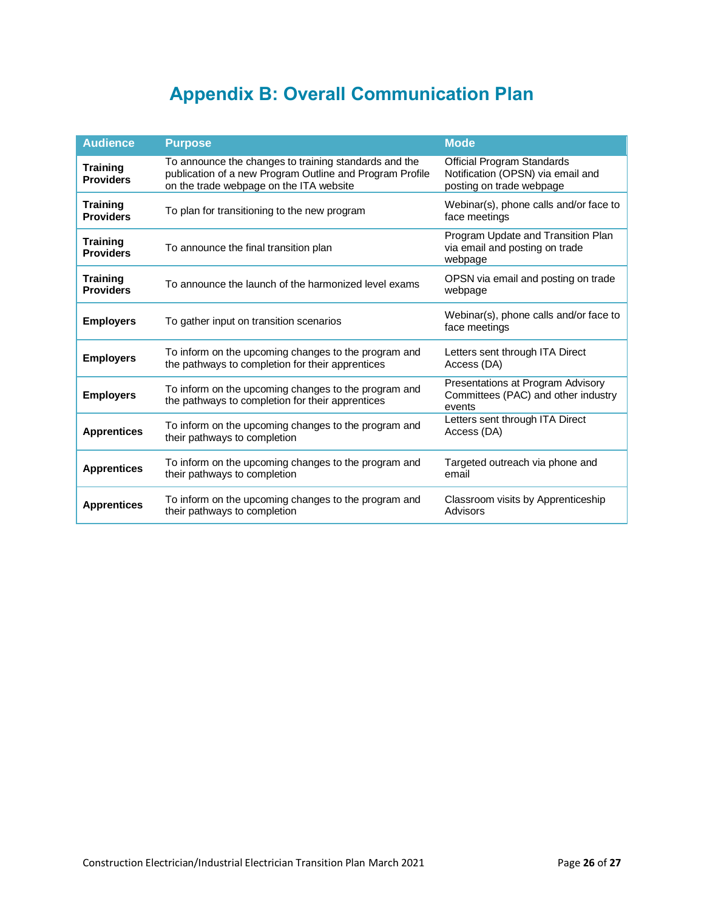# Appendix B: Overall Communication Plan

| Audience | Purpose | Mode |
|---|---|---|
| **Training Providers** | To announce the changes to training standards and the publication of a new Program Outline and Program Profile on the trade webpage on the ITA website | Official Program Standards Notification (OPSN) via email and posting on trade webpage |
| **Training Providers** | To plan for transitioning to the new program | Webinar(s), phone calls and/or face to face meetings |
| **Training Providers** | To announce the final transition plan | Program Update and Transition Plan via email and posting on trade webpage |
| **Training Providers** | To announce the launch of the harmonized level exams | OPSN via email and posting on trade webpage |
| **Employers** | To gather input on transition scenarios | Webinar(s), phone calls and/or face to face meetings |
| **Employers** | To inform on the upcoming changes to the program and the pathways to completion for their apprentices | Letters sent through ITA Direct Access (DA) |
| **Employers** | To inform on the upcoming changes to the program and the pathways to completion for their apprentices | Presentations at Program Advisory Committees (PAC) and other industry events |
| **Apprentices** | To inform on the upcoming changes to the program and their pathways to completion | Letters sent through ITA Direct Access (DA) |
| **Apprentices** | To inform on the upcoming changes to the program and their pathways to completion | Targeted outreach via phone and email |
| **Apprentices** | To inform on the upcoming changes to the program and their pathways to completion | Classroom visits by Apprenticeship Advisors |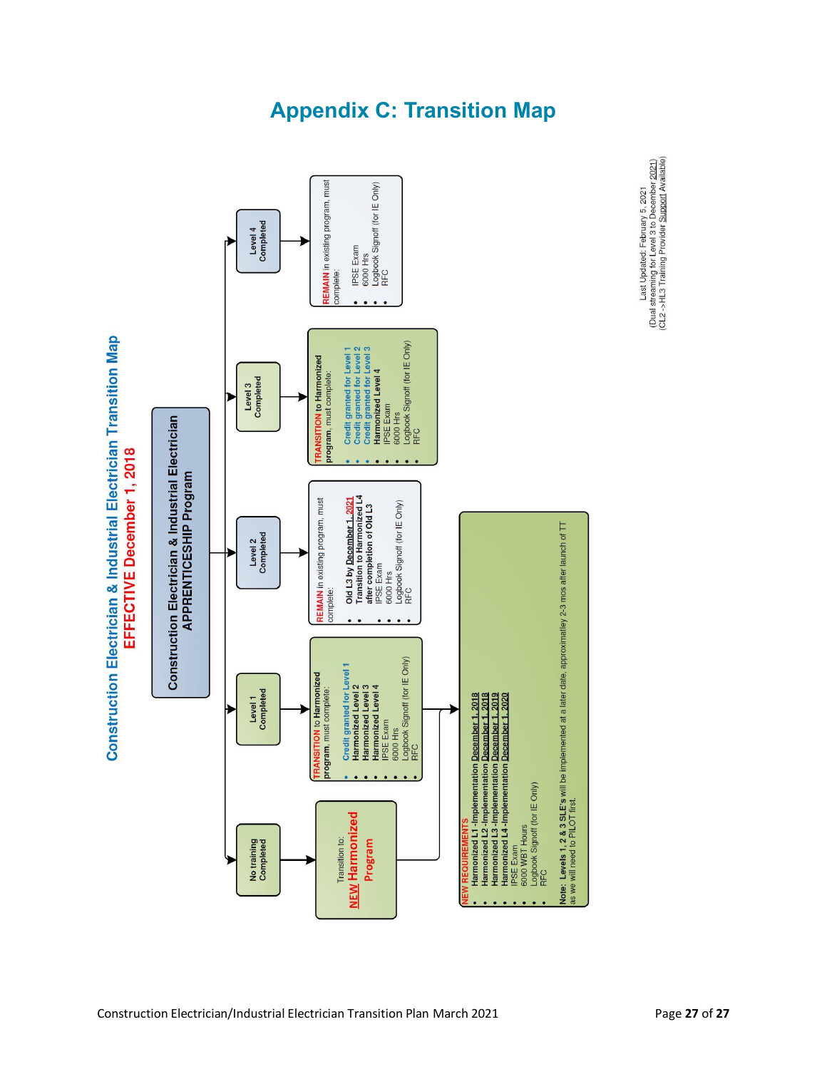# Appendix C: Transition Map

## Construction Electrician & Industrial Electrician Transition Map

**EFFECTIVE December 1, 2018**

**Construction Electrician & Industrial Electrician APPRENTICESHIP Program**

**No training Completed**

Transition to: **NEW Harmonized Program**

**Level 1 Completed**

**TRANSITION** to **Harmonized program**, must complete:

- Credit granted for Level 1
- Harmonized Level 2
- Harmonized Level 3
- Harmonized Level 4
- IPSE Exam
- 6000 Hrs
- Logbook Signoff (for IE Only)
- RFC

**Level 2 Completed**

**REMAIN** in existing program, must complete:

- Old L3 by December 1, 2021
- Transition to Harmonized L4 after completion of Old L3
- IPSE Exam
- 6000 Hrs
- Logbook Signoff (for IE Only)
- RFC

**Level 3 Completed**

**TRANSITION** to **Harmonized program**, must complete:

- Credit granted for Level 1
- Credit granted for Level 2
- Credit granted for Level 3
- Harmonized Level 4
- IPSE Exam
- 6000 Hrs
- Logbook Signoff (for IE Only)
- RFC

**Level 4 Completed**

**REMAIN** in existing program, must complete:

- IPSE Exam
- 6000 Hrs
- Logbook Signoff (for IE Only)
- RFC

**NEW REQUIREMENTS**

- Harmonized L1 -Implementation December 1, 2018
- Harmonized L2 -Implementation December 1, 2018
- Harmonized L3 -Implementation December 1, 2019
- Harmonized L4 -Implementation December 1, 2020
- IPSE Exam
- 6000 WBT Hours
- Logbook Signoff (for IE Only)
- RFC

**Note: Levels 1, 2 & 3 SLE's** will be implemented at a later date, approximatley 2-3 mos after launch of TT as we will need to PILOT first.

Last Updated: February 5, 2021
(Dual streaming for Level 3 to December 2021)
(CL2 ->HL3 Training Provider Support Available)